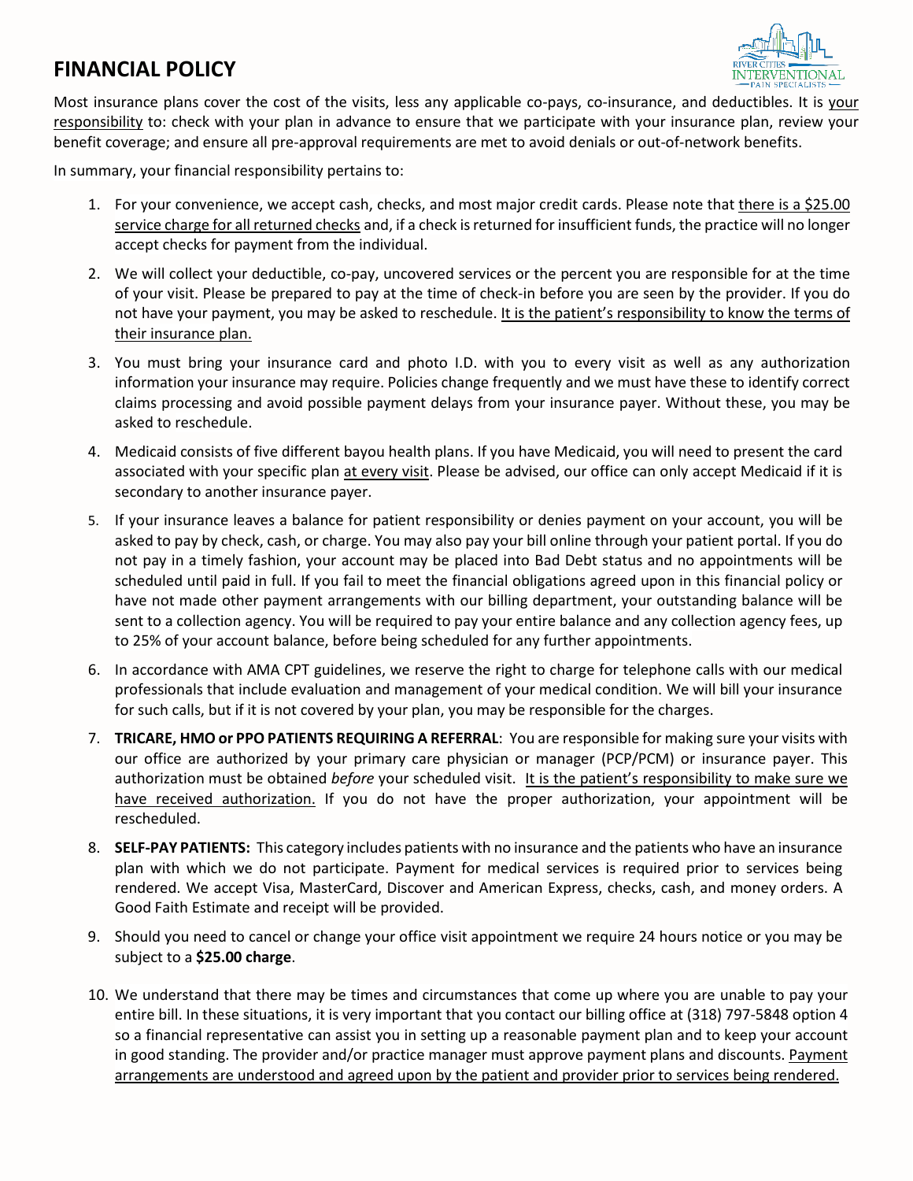# FINANCIAL POLICY

Most insurance plans cover the cost of the visits, less any applicable co-pays, co-insurance, and deductibles. It is your responsibility to: check with your plan in advance to ensure that we participate with your insurance plan, review your benefit coverage; and ensure all pre-approval requirements are met to avoid denials or out-of-network benefits.

In summary, your financial responsibility pertains to:

1. For your convenience, we accept cash, checks, and most major credit cards. Please note that there is a $25.00 service charge for all returned checks and, if a check is returned for insufficient funds, the practice will no longer accept checks for payment from the individual.
2. We will collect your deductible, co-pay, uncovered services or the percent you are responsible for at the time of your visit. Please be prepared to pay at the time of check-in before you are seen by the provider. If you do not have your payment, you may be asked to reschedule. It is the patient's responsibility to know the terms of their insurance plan.
3. You must bring your insurance card and photo I.D. with you to every visit as well as any authorization information your insurance may require. Policies change frequently and we must have these to identify correct claims processing and avoid possible payment delays from your insurance payer. Without these, you may be asked to reschedule.
4. Medicaid consists of five different bayou health plans. If you have Medicaid, you will need to present the card associated with your specific plan at every visit. Please be advised, our office can only accept Medicaid if it is secondary to another insurance payer.
5. If your insurance leaves a balance for patient responsibility or denies payment on your account, you will be asked to pay by check, cash, or charge. You may also pay your bill online through your patient portal. If you do not pay in a timely fashion, your account may be placed into Bad Debt status and no appointments will be scheduled until paid in full. If you fail to meet the financial obligations agreed upon in this financial policy or have not made other payment arrangements with our billing department, your outstanding balance will be sent to a collection agency. You will be required to pay your entire balance and any collection agency fees, up to 25% of your account balance, before being scheduled for any further appointments.
6. In accordance with AMA CPT guidelines, we reserve the right to charge for telephone calls with our medical professionals that include evaluation and management of your medical condition. We will bill your insurance for such calls, but if it is not covered by your plan, you may be responsible for the charges.
7. **TRICARE, HMO or PPO PATIENTS REQUIRING A REFERRAL**: You are responsible for making sure your visits with our office are authorized by your primary care physician or manager (PCP/PCM) or insurance payer. This authorization must be obtained *before* your scheduled visit. It is the patient's responsibility to make sure we have received authorization. If you do not have the proper authorization, your appointment will be rescheduled.
8. **SELF-PAY PATIENTS:** This category includes patients with no insurance and the patients who have an insurance plan with which we do not participate. Payment for medical services is required prior to services being rendered. We accept Visa, MasterCard, Discover and American Express, checks, cash, and money orders. A Good Faith Estimate and receipt will be provided.
9. Should you need to cancel or change your office visit appointment we require 24 hours notice or you may be subject to a **$25.00 charge**.
10. We understand that there may be times and circumstances that come up where you are unable to pay your entire bill. In these situations, it is very important that you contact our billing office at (318) 797-5848 option 4 so a financial representative can assist you in setting up a reasonable payment plan and to keep your account in good standing. The provider and/or practice manager must approve payment plans and discounts. Payment arrangements are understood and agreed upon by the patient and provider prior to services being rendered.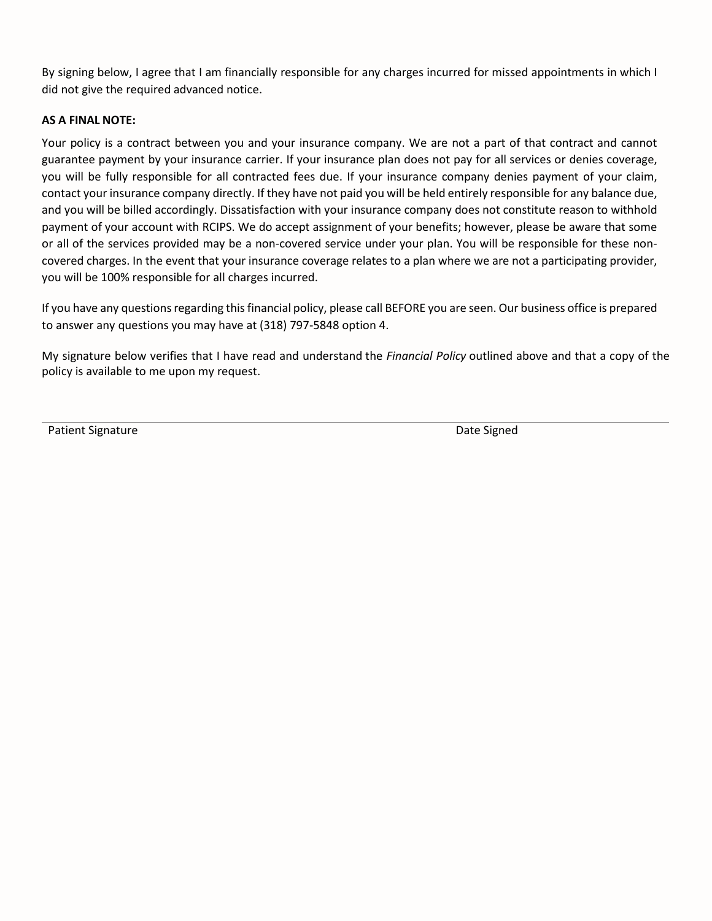By signing below, I agree that I am financially responsible for any charges incurred for missed appointments in which I did not give the required advanced notice.

**AS A FINAL NOTE:**

Your policy is a contract between you and your insurance company. We are not a part of that contract and cannot guarantee payment by your insurance carrier. If your insurance plan does not pay for all services or denies coverage, you will be fully responsible for all contracted fees due. If your insurance company denies payment of your claim, contact your insurance company directly. If they have not paid you will be held entirely responsible for any balance due, and you will be billed accordingly. Dissatisfaction with your insurance company does not constitute reason to withhold payment of your account with RCIPS. We do accept assignment of your benefits; however, please be aware that some or all of the services provided may be a non-covered service under your plan. You will be responsible for these non-covered charges. In the event that your insurance coverage relates to a plan where we are not a participating provider, you will be 100% responsible for all charges incurred.

If you have any questions regarding this financial policy, please call BEFORE you are seen. Our business office is prepared to answer any questions you may have at (318) 797-5848 option 4.

My signature below verifies that I have read and understand the *Financial Policy* outlined above and that a copy of the policy is available to me upon my request.

Patient Signature | Date Signed